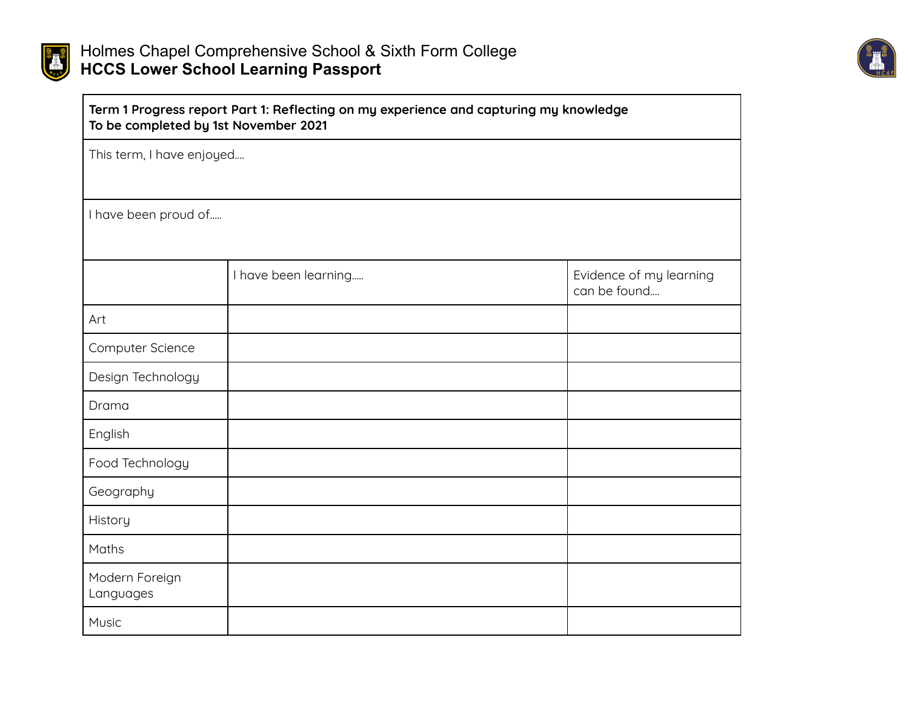Holmes Chapel Comprehensive School & Sixth Form College

**HCCS Lower School Learning Passport**

| **Term 1 Progress report Part 1: Reflecting on my experience and capturing my knowledge**<br>**To be completed by 1st November 2021** | | |
|---|---|---|
| This term, I have enjoyed.... | | |
| I have been proud of..... | | |
| | I have been learning..... | Evidence of my learning can be found.... |
| Art | | |
| Computer Science | | |
| Design Technology | | |
| Drama | | |
| English | | |
| Food Technology | | |
| Geography | | |
| History | | |
| Maths | | |
| Modern Foreign Languages | | |
| Music | | |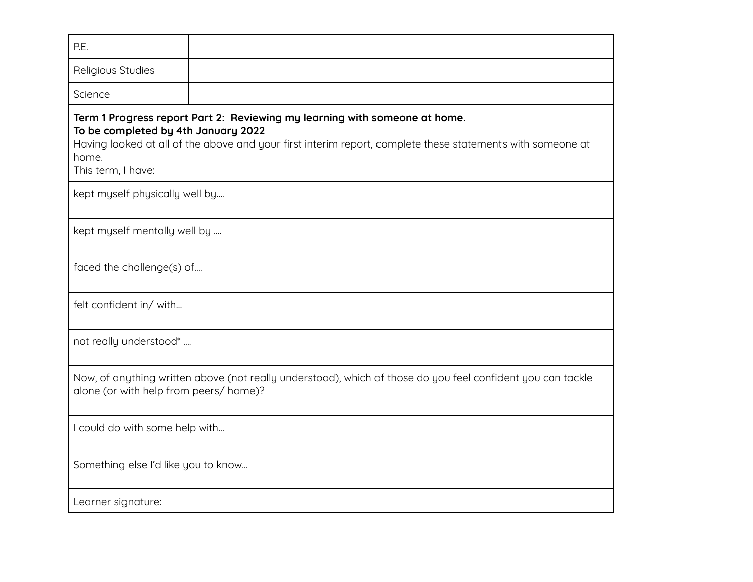| | | |
|---|---|---|
| P.E. | | |
| Religious Studies | | |
| Science | | |

**Term 1 Progress report Part 2: Reviewing my learning with someone at home.**
**To be completed by 4th January 2022**

Having looked at all of the above and your first interim report, complete these statements with someone at home.

This term, I have:

| |
|---|
| kept myself physically well by.... |
| kept myself mentally well by .... |
| faced the challenge(s) of.... |
| felt confident in/ with... |
| not really understood* .... |
| Now, of anything written above (not really understood), which of those do you feel confident you can tackle alone (or with help from peers/ home)? |
| I could do with some help with... |
| Something else I'd like you to know... |
| Learner signature: |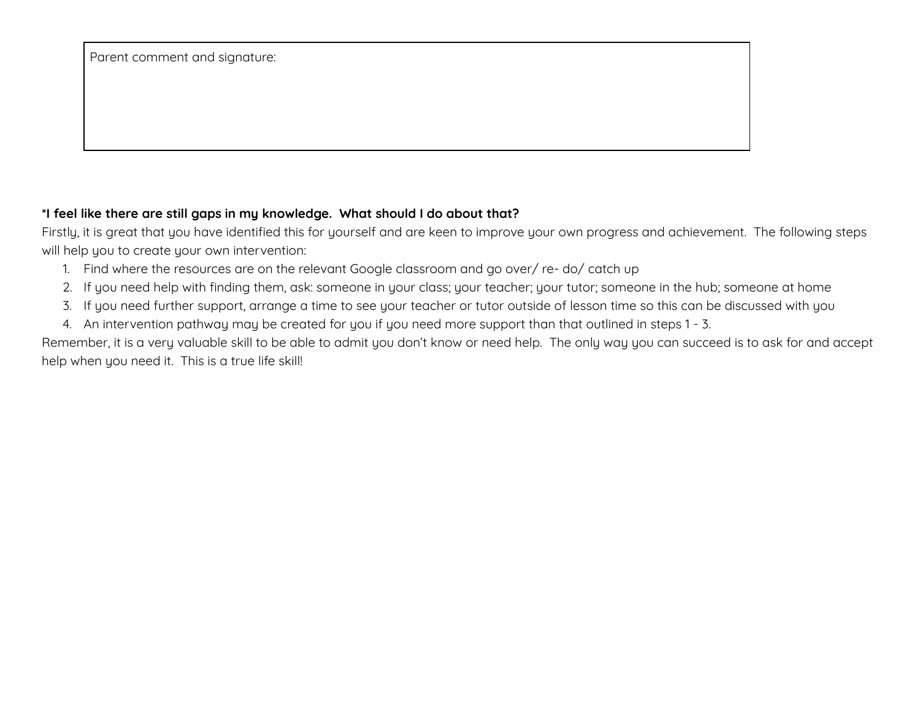| Parent comment and signature: |
| --- |
| |

**\*I feel like there are still gaps in my knowledge. What should I do about that?**

Firstly, it is great that you have identified this for yourself and are keen to improve your own progress and achievement. The following steps will help you to create your own intervention:

1. Find where the resources are on the relevant Google classroom and go over/ re- do/ catch up
2. If you need help with finding them, ask: someone in your class; your teacher; your tutor; someone in the hub; someone at home
3. If you need further support, arrange a time to see your teacher or tutor outside of lesson time so this can be discussed with you
4. An intervention pathway may be created for you if you need more support than that outlined in steps 1 - 3.

Remember, it is a very valuable skill to be able to admit you don't know or need help. The only way you can succeed is to ask for and accept help when you need it. This is a true life skill!